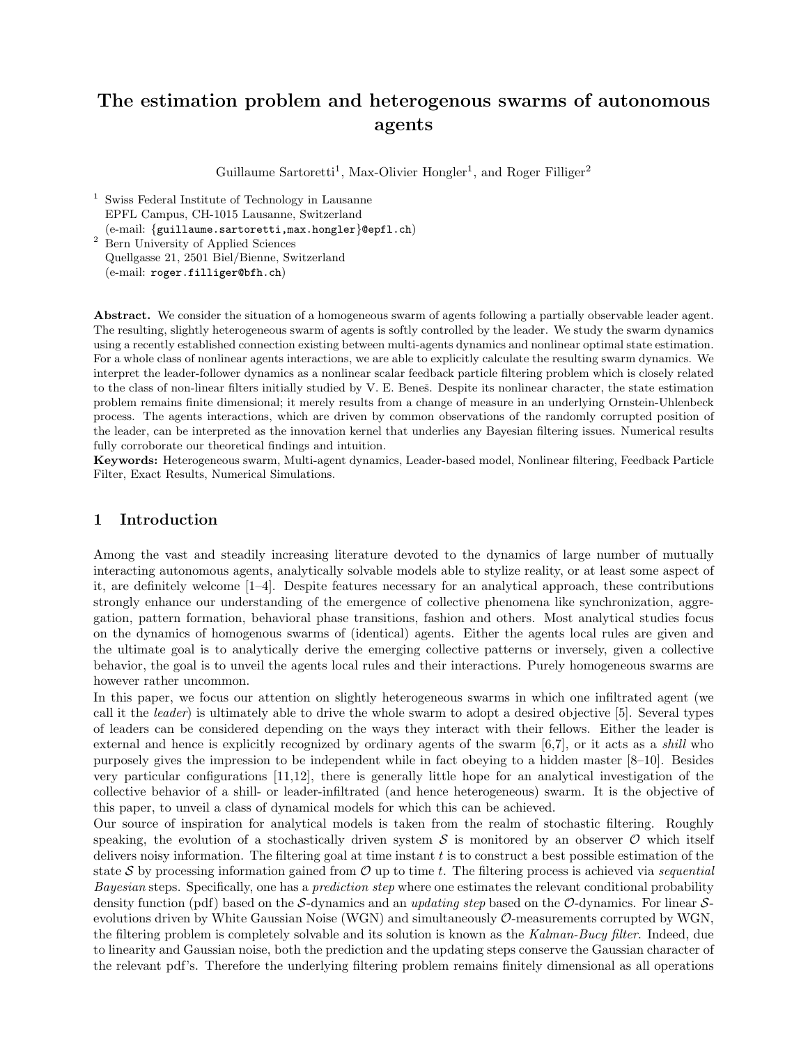# The estimation problem and heterogenous swarms of autonomous agents

Guillaume Sartoretti[1], Max-Olivier Hongler[1], and Roger Filliger[2]

[1] Swiss Federal Institute of Technology in Lausanne
EPFL Campus, CH-1015 Lausanne, Switzerland
(e-mail: {guillaume.sartoretti,max.hongler}@epfl.ch)

[2] Bern University of Applied Sciences
Quellgasse 21, 2501 Biel/Bienne, Switzerland
(e-mail: roger.filliger@bfh.ch)

**Abstract.** We consider the situation of a homogeneous swarm of agents following a partially observable leader agent. The resulting, slightly heterogeneous swarm of agents is softly controlled by the leader. We study the swarm dynamics using a recently established connection existing between multi-agents dynamics and nonlinear optimal state estimation. For a whole class of nonlinear agents interactions, we are able to explicitly calculate the resulting swarm dynamics. We interpret the leader-follower dynamics as a nonlinear scalar feedback particle filtering problem which is closely related to the class of non-linear filters initially studied by V. E. Beneš. Despite its nonlinear character, the state estimation problem remains finite dimensional; it merely results from a change of measure in an underlying Ornstein-Uhlenbeck process. The agents interactions, which are driven by common observations of the randomly corrupted position of the leader, can be interpreted as the innovation kernel that underlies any Bayesian filtering issues. Numerical results fully corroborate our theoretical findings and intuition.

**Keywords:** Heterogeneous swarm, Multi-agent dynamics, Leader-based model, Nonlinear filtering, Feedback Particle Filter, Exact Results, Numerical Simulations.

## 1 Introduction

Among the vast and steadily increasing literature devoted to the dynamics of large number of mutually interacting autonomous agents, analytically solvable models able to stylize reality, or at least some aspect of it, are definitely welcome [1–4]. Despite features necessary for an analytical approach, these contributions strongly enhance our understanding of the emergence of collective phenomena like synchronization, aggregation, pattern formation, behavioral phase transitions, fashion and others. Most analytical studies focus on the dynamics of homogenous swarms of (identical) agents. Either the agents local rules are given and the ultimate goal is to analytically derive the emerging collective patterns or inversely, given a collective behavior, the goal is to unveil the agents local rules and their interactions. Purely homogeneous swarms are however rather uncommon.

In this paper, we focus our attention on slightly heterogeneous swarms in which one infiltrated agent (we call it the *leader*) is ultimately able to drive the whole swarm to adopt a desired objective [5]. Several types of leaders can be considered depending on the ways they interact with their fellows. Either the leader is external and hence is explicitly recognized by ordinary agents of the swarm [6,7], or it acts as a *shill* who purposely gives the impression to be independent while in fact obeying to a hidden master [8–10]. Besides very particular configurations [11,12], there is generally little hope for an analytical investigation of the collective behavior of a shill- or leader-infiltrated (and hence heterogeneous) swarm. It is the objective of this paper, to unveil a class of dynamical models for which this can be achieved.

Our source of inspiration for analytical models is taken from the realm of stochastic filtering. Roughly speaking, the evolution of a stochastically driven system $\mathcal{S}$ is monitored by an observer $\mathcal{O}$ which itself delivers noisy information. The filtering goal at time instant $t$ is to construct a best possible estimation of the state $\mathcal{S}$ by processing information gained from $\mathcal{O}$ up to time $t$. The filtering process is achieved via *sequential Bayesian* steps. Specifically, one has a *prediction step* where one estimates the relevant conditional probability density function (pdf) based on the $\mathcal{S}$-dynamics and an *updating step* based on the $\mathcal{O}$-dynamics. For linear $\mathcal{S}$-evolutions driven by White Gaussian Noise (WGN) and simultaneously $\mathcal{O}$-measurements corrupted by WGN, the filtering problem is completely solvable and its solution is known as the *Kalman-Bucy filter*. Indeed, due to linearity and Gaussian noise, both the prediction and the updating steps conserve the Gaussian character of the relevant pdf's. Therefore the underlying filtering problem remains finitely dimensional as all operations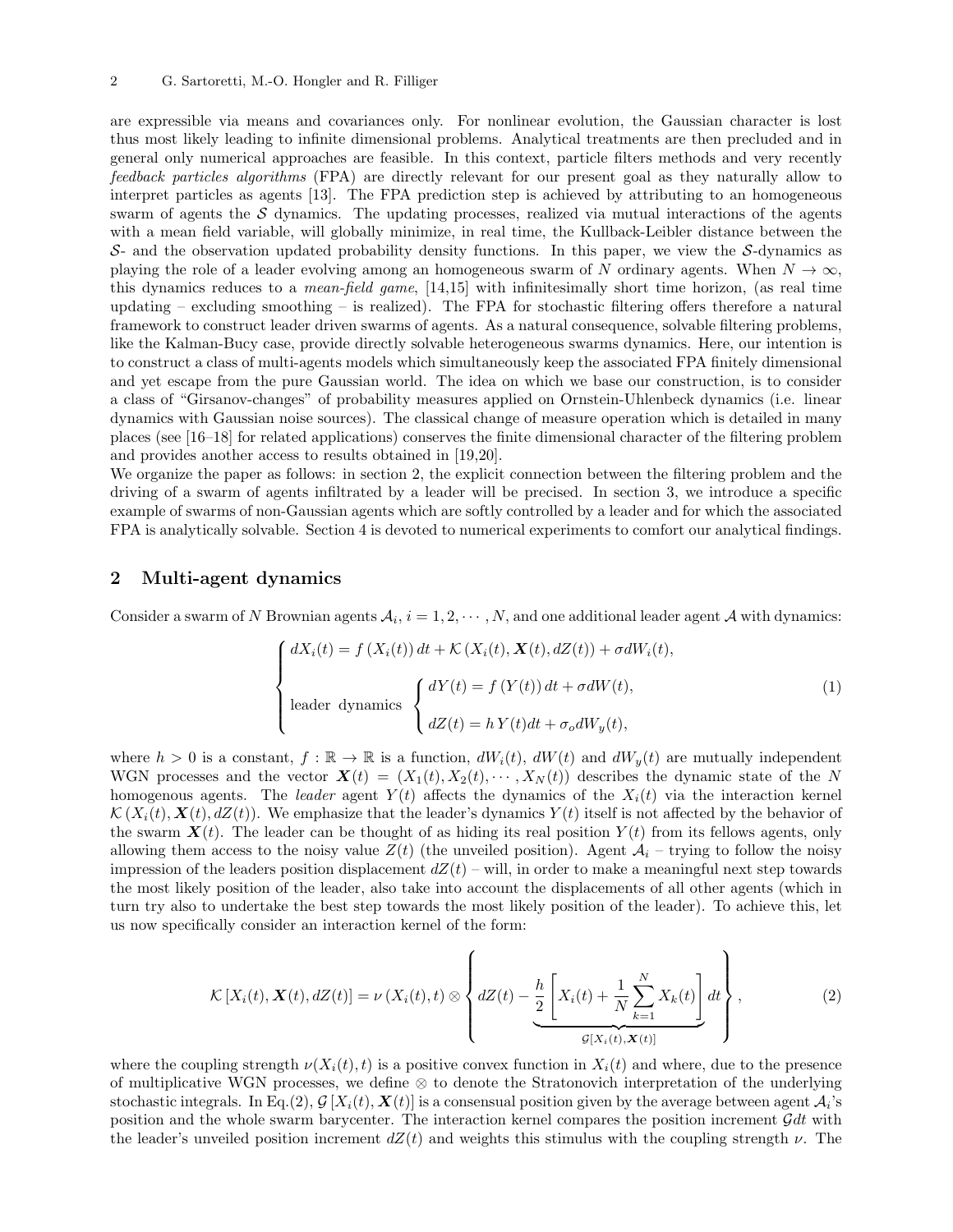are expressible via means and covariances only. For nonlinear evolution, the Gaussian character is lost thus most likely leading to infinite dimensional problems. Analytical treatments are then precluded and in general only numerical approaches are feasible. In this context, particle filters methods and very recently *feedback particles algorithms* (FPA) are directly relevant for our present goal as they naturally allow to interpret particles as agents [13]. The FPA prediction step is achieved by attributing to an homogeneous swarm of agents the $\mathcal{S}$ dynamics. The updating processes, realized via mutual interactions of the agents with a mean field variable, will globally minimize, in real time, the Kullback-Leibler distance between the $\mathcal{S}$- and the observation updated probability density functions. In this paper, we view the $\mathcal{S}$-dynamics as playing the role of a leader evolving among an homogeneous swarm of $N$ ordinary agents. When $N \to \infty$, this dynamics reduces to a *mean-field game*, [14,15] with infinitesimally short time horizon, (as real time updating – excluding smoothing – is realized). The FPA for stochastic filtering offers therefore a natural framework to construct leader driven swarms of agents. As a natural consequence, solvable filtering problems, like the Kalman-Bucy case, provide directly solvable heterogeneous swarms dynamics. Here, our intention is to construct a class of multi-agents models which simultaneously keep the associated FPA finitely dimensional and yet escape from the pure Gaussian world. The idea on which we base our construction, is to consider a class of "Girsanov-changes" of probability measures applied on Ornstein-Uhlenbeck dynamics (i.e. linear dynamics with Gaussian noise sources). The classical change of measure operation which is detailed in many places (see [16–18] for related applications) conserves the finite dimensional character of the filtering problem and provides another access to results obtained in [19,20].
We organize the paper as follows: in section 2, the explicit connection between the filtering problem and the driving of a swarm of agents infiltrated by a leader will be precised. In section 3, we introduce a specific example of swarms of non-Gaussian agents which are softly controlled by a leader and for which the associated FPA is analytically solvable. Section 4 is devoted to numerical experiments to comfort our analytical findings.

## 2 Multi-agent dynamics

Consider a swarm of $N$ Brownian agents $\mathcal{A}_i$, $i = 1, 2, \cdots, N$, and one additional leader agent $\mathcal{A}$ with dynamics:

$$
\begin{cases}
dX_i(t) = f\left(X_i(t)\right)dt + \mathcal{K}\left(X_i(t), \boldsymbol{X}(t), dZ(t)\right) + \sigma dW_i(t), \\[2ex]
\text{leader dynamics} \begin{cases} dY(t) = f\left(Y(t)\right)dt + \sigma dW(t), \\[2ex] dZ(t) = h\, Y(t)dt + \sigma_o dW_y(t), \end{cases}
\end{cases}
\tag{1}
$$

where $h > 0$ is a constant, $f : \mathbb{R} \to \mathbb{R}$ is a function, $dW_i(t)$, $dW(t)$ and $dW_y(t)$ are mutually independent WGN processes and the vector $\boldsymbol{X}(t) = (X_1(t), X_2(t), \cdots, X_N(t))$ describes the dynamic state of the $N$ homogenous agents. The *leader* agent $Y(t)$ affects the dynamics of the $X_i(t)$ via the interaction kernel $\mathcal{K}\left(X_i(t), \boldsymbol{X}(t), dZ(t)\right)$. We emphasize that the leader's dynamics $Y(t)$ itself is not affected by the behavior of the swarm $\boldsymbol{X}(t)$. The leader can be thought of as hiding its real position $Y(t)$ from its fellows agents, only allowing them access to the noisy value $Z(t)$ (the unveiled position). Agent $\mathcal{A}_i$ – trying to follow the noisy impression of the leaders position displacement $dZ(t)$ – will, in order to make a meaningful next step towards the most likely position of the leader, also take into account the displacements of all other agents (which in turn try also to undertake the best step towards the most likely position of the leader). To achieve this, let us now specifically consider an interaction kernel of the form:

$$
\mathcal{K}\left[X_i(t), \boldsymbol{X}(t), dZ(t)\right] = \nu\left(X_i(t), t\right) \otimes \left\{ dZ(t) - \underbrace{\frac{h}{2}\left[X_i(t) + \frac{1}{N}\sum_{k=1}^{N} X_k(t)\right]}_{\mathcal{G}[X_i(t), \boldsymbol{X}(t)]} dt \right\},
\tag{2}
$$

where the coupling strength $\nu(X_i(t), t)$ is a positive convex function in $X_i(t)$ and where, due to the presence of multiplicative WGN processes, we define $\otimes$ to denote the Stratonovich interpretation of the underlying stochastic integrals. In Eq.(2), $\mathcal{G}\left[X_i(t), \boldsymbol{X}(t)\right]$ is a consensual position given by the average between agent $\mathcal{A}_i$'s position and the whole swarm barycenter. The interaction kernel compares the position increment $\mathcal{G}dt$ with the leader's unveiled position increment $dZ(t)$ and weights this stimulus with the coupling strength $\nu$. The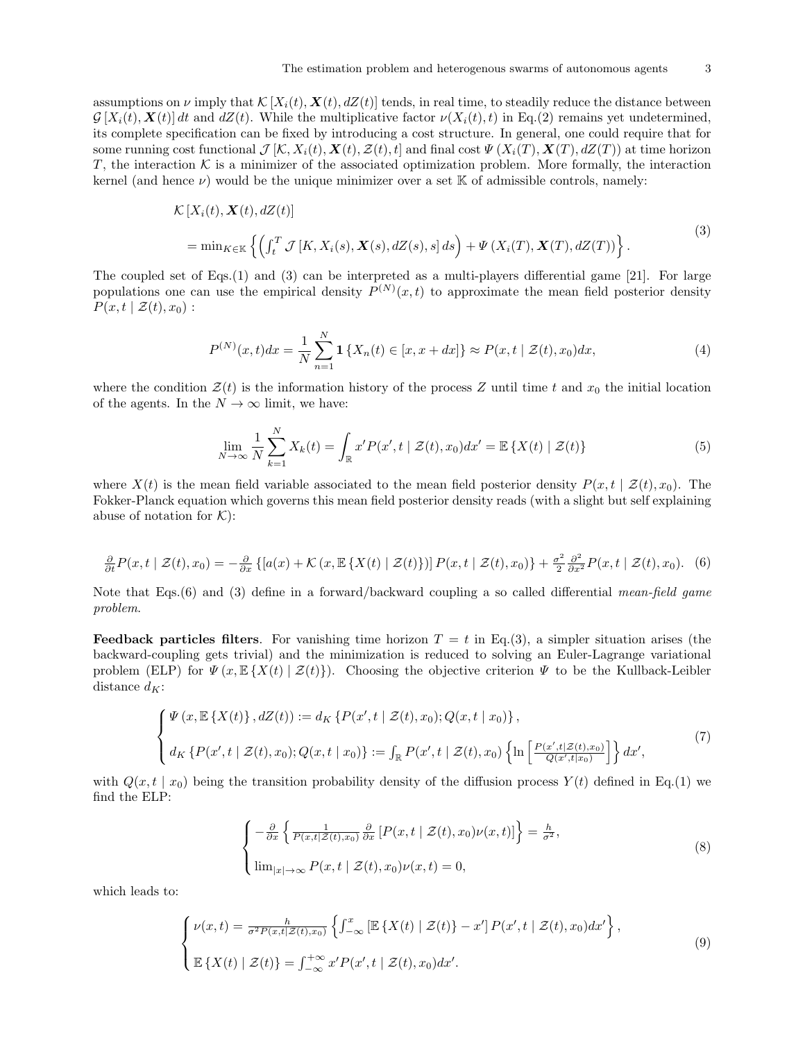assumptions on $\nu$ imply that $\mathcal{K}[X_i(t), \boldsymbol{X}(t), dZ(t)]$ tends, in real time, to steadily reduce the distance between $\mathcal{G}[X_i(t), \boldsymbol{X}(t)]\,dt$ and $dZ(t)$. While the multiplicative factor $\nu(X_i(t), t)$ in Eq.(2) remains yet undetermined, its complete specification can be fixed by introducing a cost structure. In general, one could require that for some running cost functional $\mathcal{J}[\mathcal{K}, X_i(t), \boldsymbol{X}(t), \mathcal{Z}(t), t]$ and final cost $\Psi(X_i(T), \boldsymbol{X}(T), dZ(T))$ at time horizon $T$, the interaction $\mathcal{K}$ is a minimizer of the associated optimization problem. More formally, the interaction kernel (and hence $\nu$) would be the unique minimizer over a set $\mathbb{K}$ of admissible controls, namely:

$$
\begin{aligned}
&\mathcal{K}[X_i(t), \boldsymbol{X}(t), dZ(t)] \\
&= \min_{K \in \mathbb{K}} \left\{ \left( \int_t^T \mathcal{J}[K, X_i(s), \boldsymbol{X}(s), dZ(s), s]\, ds \right) + \Psi(X_i(T), \boldsymbol{X}(T), dZ(T)) \right\}.
\end{aligned}
\tag{3}
$$

The coupled set of Eqs.(1) and (3) can be interpreted as a multi-players differential game [21]. For large populations one can use the empirical density $P^{(N)}(x,t)$ to approximate the mean field posterior density $P(x,t \mid \mathcal{Z}(t), x_0)$ :

$$
P^{(N)}(x,t)dx = \frac{1}{N}\sum_{n=1}^{N} \mathbf{1}\{X_n(t) \in [x, x+dx]\} \approx P(x,t \mid \mathcal{Z}(t), x_0)dx, \tag{4}
$$

where the condition $\mathcal{Z}(t)$ is the information history of the process $Z$ until time $t$ and $x_0$ the initial location of the agents. In the $N \to \infty$ limit, we have:

$$
\lim_{N\to\infty} \frac{1}{N}\sum_{k=1}^{N} X_k(t) = \int_{\mathbb{R}} x' P(x', t \mid \mathcal{Z}(t), x_0) dx' = \mathbb{E}\{X(t) \mid \mathcal{Z}(t)\} \tag{5}
$$

where $X(t)$ is the mean field variable associated to the mean field posterior density $P(x,t \mid \mathcal{Z}(t), x_0)$. The Fokker-Planck equation which governs this mean field posterior density reads (with a slight but self explaining abuse of notation for $\mathcal{K}$):

$$
\tfrac{\partial}{\partial t} P(x,t \mid \mathcal{Z}(t), x_0) = -\tfrac{\partial}{\partial x}\left\{[a(x) + \mathcal{K}(x, \mathbb{E}\{X(t) \mid \mathcal{Z}(t)\})]\, P(x,t \mid \mathcal{Z}(t), x_0)\right\} + \tfrac{\sigma^2}{2}\tfrac{\partial^2}{\partial x^2} P(x,t \mid \mathcal{Z}(t), x_0). \tag{6}
$$

Note that Eqs.(6) and (3) define in a forward/backward coupling a so called differential *mean-field game problem*.

**Feedback particles filters**. For vanishing time horizon $T = t$ in Eq.(3), a simpler situation arises (the backward-coupling gets trivial) and the minimization is reduced to solving an Euler-Lagrange variational problem (ELP) for $\Psi(x, \mathbb{E}\{X(t) \mid \mathcal{Z}(t)\})$. Choosing the objective criterion $\Psi$ to be the Kullback-Leibler distance $d_K$:

$$
\begin{cases}
\Psi(x, \mathbb{E}\{X(t)\}, dZ(t)) := d_K\{P(x', t \mid \mathcal{Z}(t), x_0); Q(x, t \mid x_0)\}, \\[2ex]
d_K\{P(x', t \mid \mathcal{Z}(t), x_0); Q(x, t \mid x_0)\} := \int_{\mathbb{R}} P(x', t \mid \mathcal{Z}(t), x_0)\left\{\ln\left[\frac{P(x', t \mid \mathcal{Z}(t), x_0)}{Q(x', t \mid x_0)}\right]\right\} dx',
\end{cases}
\tag{7}
$$

with $Q(x, t \mid x_0)$ being the transition probability density of the diffusion process $Y(t)$ defined in Eq.(1) we find the ELP:

$$
\begin{cases}
-\frac{\partial}{\partial x}\left\{\frac{1}{P(x,t \mid \mathcal{Z}(t), x_0)}\frac{\partial}{\partial x}\left[P(x,t \mid \mathcal{Z}(t), x_0)\nu(x,t)\right]\right\} = \frac{h}{\sigma^2}, \\[2ex]
\lim_{|x|\to\infty} P(x,t \mid \mathcal{Z}(t), x_0)\nu(x,t) = 0,
\end{cases}
\tag{8}
$$

which leads to:

$$
\begin{cases}
\nu(x,t) = \frac{h}{\sigma^2 P(x,t \mid \mathcal{Z}(t), x_0)}\left\{\int_{-\infty}^{x}\left[\mathbb{E}\{X(t) \mid \mathcal{Z}(t)\} - x'\right] P(x', t \mid \mathcal{Z}(t), x_0) dx'\right\}, \\[2ex]
\mathbb{E}\{X(t) \mid \mathcal{Z}(t)\} = \int_{-\infty}^{+\infty} x' P(x', t \mid \mathcal{Z}(t), x_0) dx'.
\end{cases}
\tag{9}
$$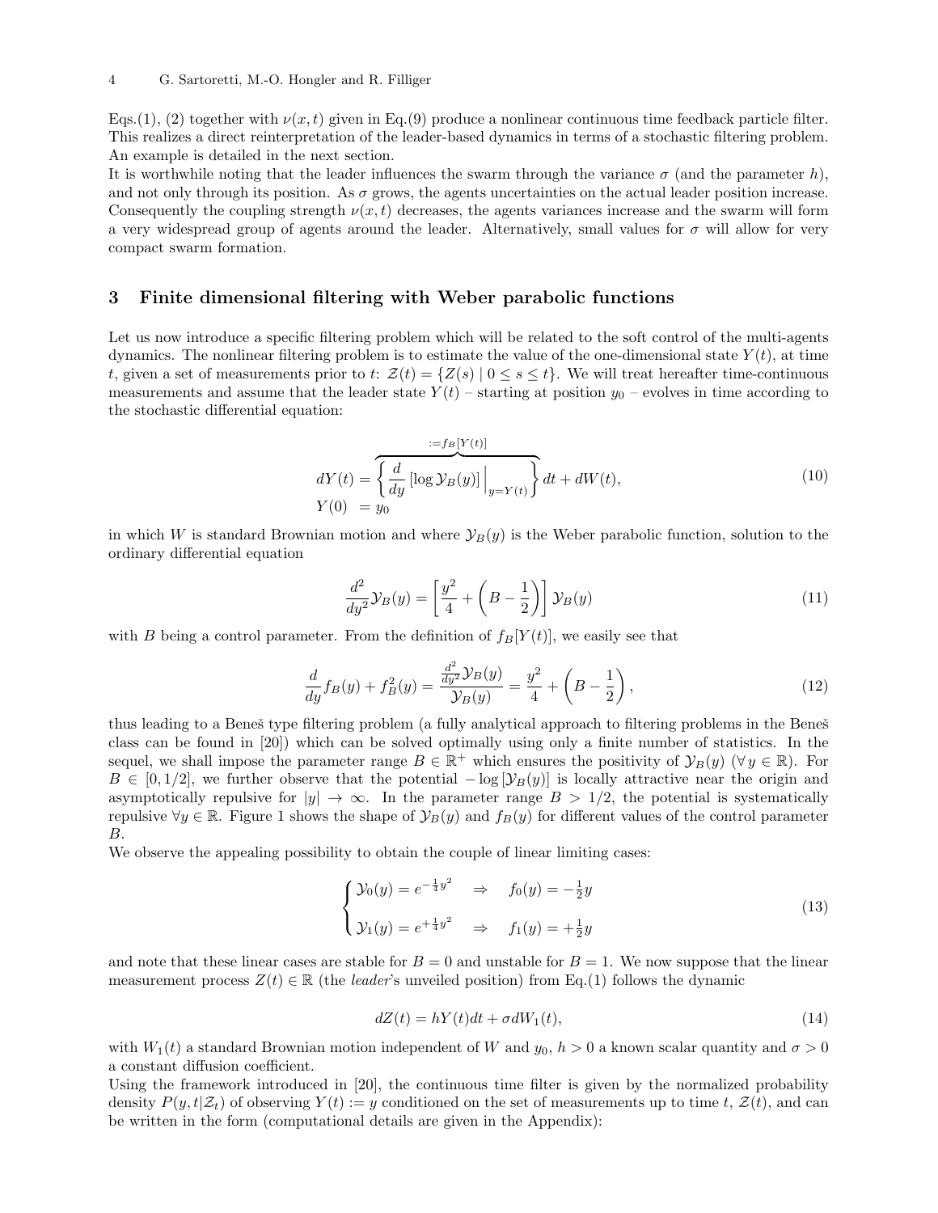Eqs.(1), (2) together with $\nu(x,t)$ given in Eq.(9) produce a nonlinear continuous time feedback particle filter. This realizes a direct reinterpretation of the leader-based dynamics in terms of a stochastic filtering problem. An example is detailed in the next section.
It is worthwhile noting that the leader influences the swarm through the variance $\sigma$ (and the parameter $h$), and not only through its position. As $\sigma$ grows, the agents uncertainties on the actual leader position increase. Consequently the coupling strength $\nu(x,t)$ decreases, the agents variances increase and the swarm will form a very widespread group of agents around the leader. Alternatively, small values for $\sigma$ will allow for very compact swarm formation.

## 3 Finite dimensional filtering with Weber parabolic functions

Let us now introduce a specific filtering problem which will be related to the soft control of the multi-agents dynamics. The nonlinear filtering problem is to estimate the value of the one-dimensional state $Y(t)$, at time $t$, given a set of measurements prior to $t$: $\mathcal{Z}(t) = \{Z(s) \mid 0 \le s \le t\}$. We will treat hereafter time-continuous measurements and assume that the leader state $Y(t)$ – starting at position $y_0$ – evolves in time according to the stochastic differential equation:

$$
\begin{aligned}
dY(t) &= \overbrace{\left\{ \frac{d}{dy}\left[\log \mathcal{Y}_B(y)\right]\Big|_{y=Y(t)} \right\}}^{:=f_B[Y(t)]} dt + dW(t), \\
Y(0) &= y_0
\end{aligned}
\tag{10}
$$

in which $W$ is standard Brownian motion and where $\mathcal{Y}_B(y)$ is the Weber parabolic function, solution to the ordinary differential equation

$$
\frac{d^2}{dy^2}\mathcal{Y}_B(y) = \left[\frac{y^2}{4} + \left(B - \frac{1}{2}\right)\right]\mathcal{Y}_B(y)
\tag{11}
$$

with $B$ being a control parameter. From the definition of $f_B[Y(t)]$, we easily see that

$$
\frac{d}{dy}f_B(y) + f_B^2(y) = \frac{\frac{d^2}{dy^2}\mathcal{Y}_B(y)}{\mathcal{Y}_B(y)} = \frac{y^2}{4} + \left(B - \frac{1}{2}\right),
\tag{12}
$$

thus leading to a Beneš type filtering problem (a fully analytical approach to filtering problems in the Beneš class can be found in [20]) which can be solved optimally using only a finite number of statistics. In the sequel, we shall impose the parameter range $B \in \mathbb{R}^+$ which ensures the positivity of $\mathcal{Y}_B(y)$ ($\forall\, y \in \mathbb{R}$). For $B \in [0, 1/2]$, we further observe that the potential $-\log\left[\mathcal{Y}_B(y)\right]$ is locally attractive near the origin and asymptotically repulsive for $|y| \to \infty$. In the parameter range $B > 1/2$, the potential is systematically repulsive $\forall y \in \mathbb{R}$. Figure 1 shows the shape of $\mathcal{Y}_B(y)$ and $f_B(y)$ for different values of the control parameter $B$.
We observe the appealing possibility to obtain the couple of linear limiting cases:

$$
\begin{cases}
\mathcal{Y}_0(y) = e^{-\frac{1}{4}y^2} & \Rightarrow \quad f_0(y) = -\frac{1}{2}y \\[2ex]
\mathcal{Y}_1(y) = e^{+\frac{1}{4}y^2} & \Rightarrow \quad f_1(y) = +\frac{1}{2}y
\end{cases}
\tag{13}
$$

and note that these linear cases are stable for $B = 0$ and unstable for $B = 1$. We now suppose that the linear measurement process $Z(t) \in \mathbb{R}$ (the *leader*'s unveiled position) from Eq.(1) follows the dynamic

$$
dZ(t) = hY(t)dt + \sigma dW_1(t),
\tag{14}
$$

with $W_1(t)$ a standard Brownian motion independent of $W$ and $y_0$, $h > 0$ a known scalar quantity and $\sigma > 0$ a constant diffusion coefficient.
Using the framework introduced in [20], the continuous time filter is given by the normalized probability density $P(y, t|\mathcal{Z}_t)$ of observing $Y(t) := y$ conditioned on the set of measurements up to time $t$, $\mathcal{Z}(t)$, and can be written in the form (computational details are given in the Appendix):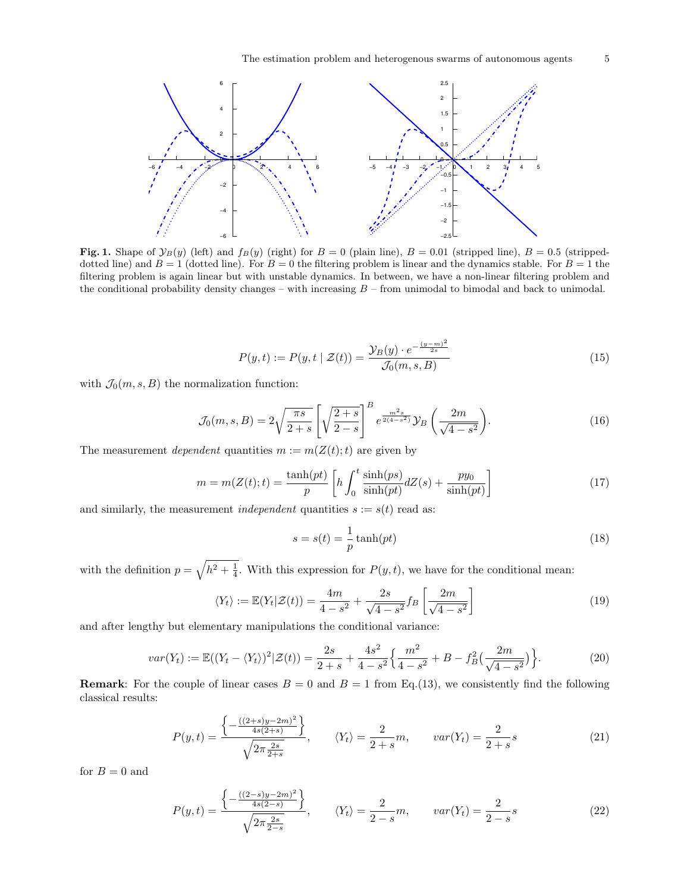**Fig. 1.** Shape of $\mathcal{Y}_B(y)$ (left) and $f_B(y)$ (right) for $B = 0$ (plain line), $B = 0.01$ (stripped line), $B = 0.5$ (stripped-dotted line) and $B = 1$ (dotted line). For $B = 0$ the filtering problem is linear and the dynamics stable. For $B = 1$ the filtering problem is again linear but with unstable dynamics. In between, we have a non-linear filtering problem and the conditional probability density changes – with increasing $B$ – from unimodal to bimodal and back to unimodal.

$$
P(y,t) := P(y,t \mid \mathcal{Z}(t)) = \frac{\mathcal{Y}_B(y) \cdot e^{-\frac{(y-m)^2}{2s}}}{\mathcal{J}_0(m,s,B)} \tag{15}
$$

with $\mathcal{J}_0(m,s,B)$ the normalization function:

$$
\mathcal{J}_0(m,s,B) = 2\sqrt{\frac{\pi s}{2+s}} \left[\sqrt{\frac{2+s}{2-s}}\right]^B e^{\frac{m^2 s}{2(4-s^2)}} \mathcal{Y}_B\left(\frac{2m}{\sqrt{4-s^2}}\right). \tag{16}
$$

The measurement *dependent* quantities $m := m(Z(t);t)$ are given by

$$
m = m(Z(t);t) = \frac{\tanh(pt)}{p}\left[h\int_0^t \frac{\sinh(ps)}{\sinh(pt)} dZ(s) + \frac{p y_0}{\sinh(pt)}\right] \tag{17}
$$

and similarly, the measurement *independent* quantities $s := s(t)$ read as:

$$
s = s(t) = \frac{1}{p}\tanh(pt) \tag{18}
$$

with the definition $p = \sqrt{h^2 + \frac{1}{4}}$. With this expression for $P(y,t)$, we have for the conditional mean:

$$
\langle Y_t \rangle := \mathbb{E}(Y_t|\mathcal{Z}(t)) = \frac{4m}{4-s^2} + \frac{2s}{\sqrt{4-s^2}} f_B\left[\frac{2m}{\sqrt{4-s^2}}\right] \tag{19}
$$

and after lengthy but elementary manipulations the conditional variance:

$$
var(Y_t) := \mathbb{E}((Y_t - \langle Y_t \rangle)^2|\mathcal{Z}(t)) = \frac{2s}{2+s} + \frac{4s^2}{4-s^2}\Big\{\frac{m^2}{4-s^2} + B - f_B^2\big(\frac{2m}{\sqrt{4-s^2}}\big)\Big\}. \tag{20}
$$

**Remark**: For the couple of linear cases $B = 0$ and $B = 1$ from Eq.(13), we consistently find the following classical results:

$$
P(y,t) = \frac{\left\{-\frac{((2+s)y-2m)^2}{4s(2+s)}\right\}}{\sqrt{2\pi\frac{2s}{2+s}}}, \qquad \langle Y_t \rangle = \frac{2}{2+s}m, \qquad var(Y_t) = \frac{2}{2+s}s \tag{21}
$$

for $B = 0$ and

$$
P(y,t) = \frac{\left\{-\frac{((2-s)y-2m)^2}{4s(2-s)}\right\}}{\sqrt{2\pi\frac{2s}{2-s}}}, \qquad \langle Y_t \rangle = \frac{2}{2-s}m, \qquad var(Y_t) = \frac{2}{2-s}s \tag{22}
$$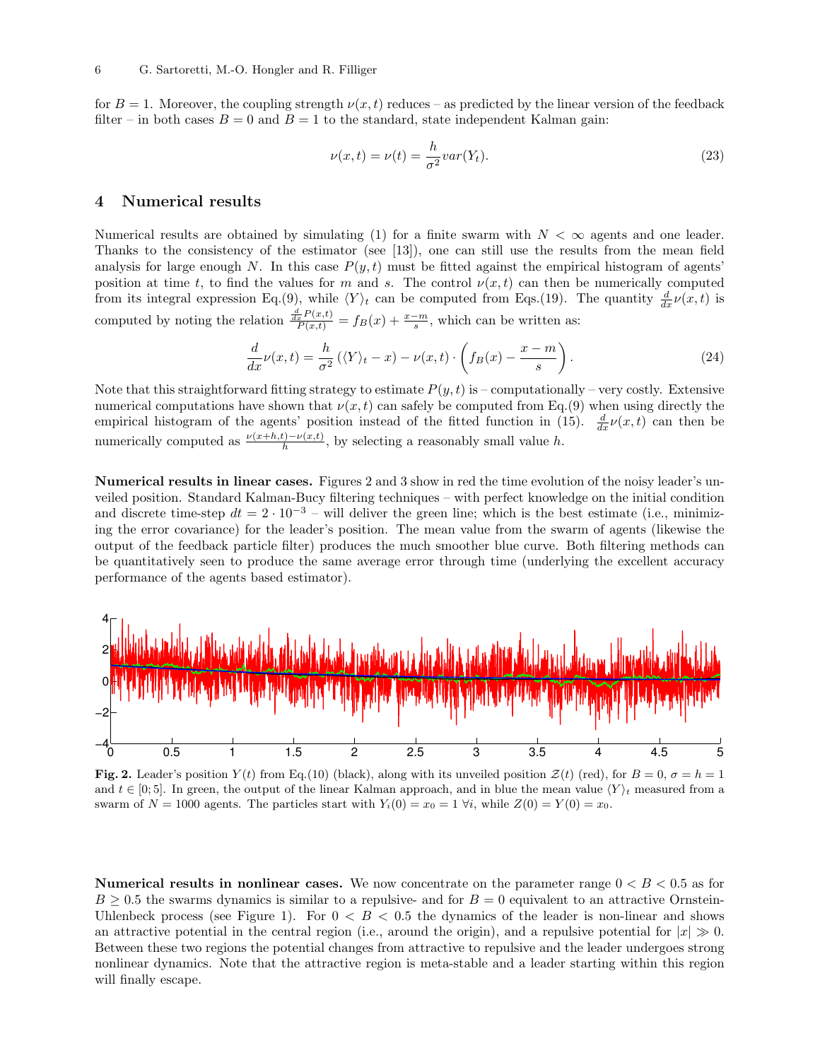for $B = 1$. Moreover, the coupling strength $\nu(x,t)$ reduces – as predicted by the linear version of the feedback filter – in both cases $B = 0$ and $B = 1$ to the standard, state independent Kalman gain:

$$\nu(x,t) = \nu(t) = \frac{h}{\sigma^2} var(Y_t). \tag{23}$$

## 4 Numerical results

Numerical results are obtained by simulating (1) for a finite swarm with $N < \infty$ agents and one leader. Thanks to the consistency of the estimator (see [13]), one can still use the results from the mean field analysis for large enough $N$. In this case $P(y,t)$ must be fitted against the empirical histogram of agents' position at time $t$, to find the values for $m$ and $s$. The control $\nu(x,t)$ can then be numerically computed from its integral expression Eq.(9), while $\langle Y \rangle_t$ can be computed from Eqs.(19). The quantity $\frac{d}{dx}\nu(x,t)$ is computed by noting the relation $\frac{\frac{d}{dx}P(x,t)}{P(x,t)} = f_B(x) + \frac{x-m}{s}$, which can be written as:

$$\frac{d}{dx}\nu(x,t) = \frac{h}{\sigma^2}\left(\langle Y \rangle_t - x\right) - \nu(x,t) \cdot \left(f_B(x) - \frac{x-m}{s}\right). \tag{24}$$

Note that this straightforward fitting strategy to estimate $P(y,t)$ is – computationally – very costly. Extensive numerical computations have shown that $\nu(x,t)$ can safely be computed from Eq.(9) when using directly the empirical histogram of the agents' position instead of the fitted function in (15). $\frac{d}{dx}\nu(x,t)$ can then be numerically computed as $\frac{\nu(x+h,t)-\nu(x,t)}{h}$, by selecting a reasonably small value $h$.

**Numerical results in linear cases.** Figures 2 and 3 show in red the time evolution of the noisy leader's unveiled position. Standard Kalman-Bucy filtering techniques – with perfect knowledge on the initial condition and discrete time-step $dt = 2 \cdot 10^{-3}$ – will deliver the green line; which is the best estimate (i.e., minimizing the error covariance) for the leader's position. The mean value from the swarm of agents (likewise the output of the feedback particle filter) produces the much smoother blue curve. Both filtering methods can be quantitatively seen to produce the same average error through time (underlying the excellent accuracy performance of the agents based estimator).

**Fig. 2.** Leader's position $Y(t)$ from Eq.(10) (black), along with its unveiled position $\mathcal{Z}(t)$ (red), for $B = 0$, $\sigma = h = 1$ and $t \in [0;5]$. In green, the output of the linear Kalman approach, and in blue the mean value $\langle Y \rangle_t$ measured from a swarm of $N = 1000$ agents. The particles start with $Y_i(0) = x_0 = 1\ \forall i$, while $Z(0) = Y(0) = x_0$.

**Numerical results in nonlinear cases.** We now concentrate on the parameter range $0 < B < 0.5$ as for $B \geq 0.5$ the swarms dynamics is similar to a repulsive- and for $B = 0$ equivalent to an attractive Ornstein-Uhlenbeck process (see Figure 1). For $0 < B < 0.5$ the dynamics of the leader is non-linear and shows an attractive potential in the central region (i.e., around the origin), and a repulsive potential for $|x| \gg 0$. Between these two regions the potential changes from attractive to repulsive and the leader undergoes strong nonlinear dynamics. Note that the attractive region is meta-stable and a leader starting within this region will finally escape.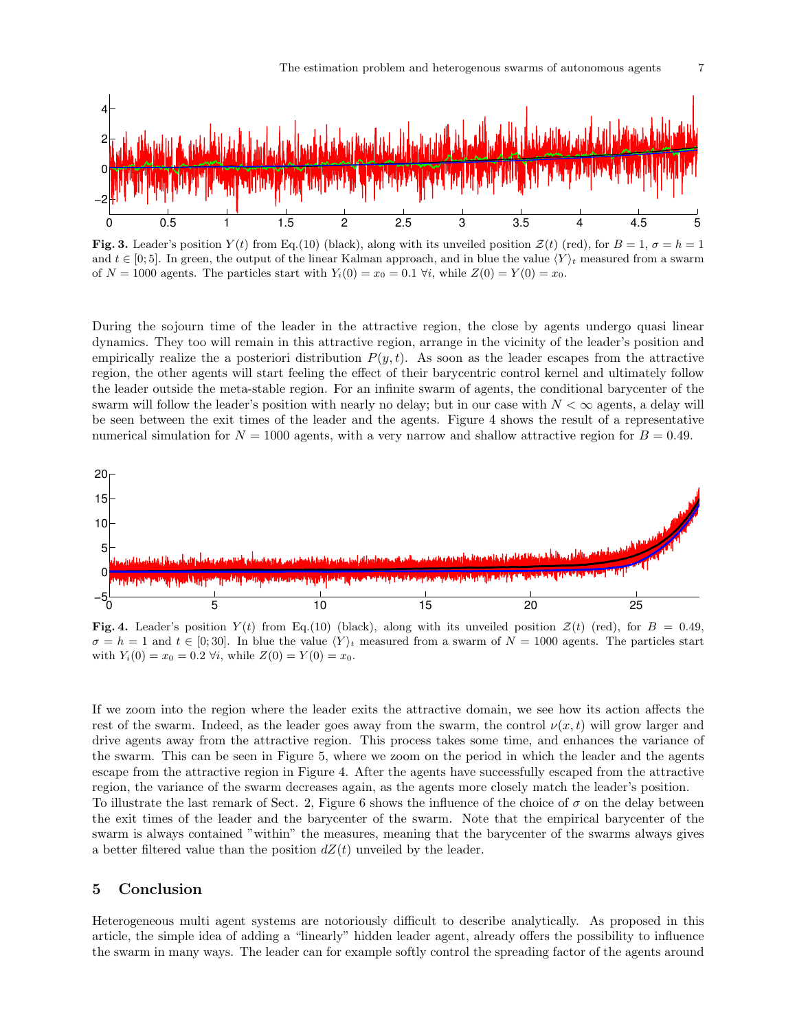**Fig. 3.** Leader's position $Y(t)$ from Eq.(10) (black), along with its unveiled position $\mathcal{Z}(t)$ (red), for $B = 1$, $\sigma = h = 1$ and $t \in [0; 5]$. In green, the output of the linear Kalman approach, and in blue the value $\langle Y \rangle_t$ measured from a swarm of $N = 1000$ agents. The particles start with $Y_i(0) = x_0 = 0.1 \; \forall i$, while $Z(0) = Y(0) = x_0$.

During the sojourn time of the leader in the attractive region, the close by agents undergo quasi linear dynamics. They too will remain in this attractive region, arrange in the vicinity of the leader's position and empirically realize the a posteriori distribution $P(y, t)$. As soon as the leader escapes from the attractive region, the other agents will start feeling the effect of their barycentric control kernel and ultimately follow the leader outside the meta-stable region. For an infinite swarm of agents, the conditional barycenter of the swarm will follow the leader's position with nearly no delay; but in our case with $N < \infty$ agents, a delay will be seen between the exit times of the leader and the agents. Figure 4 shows the result of a representative numerical simulation for $N = 1000$ agents, with a very narrow and shallow attractive region for $B = 0.49$.

**Fig. 4.** Leader's position $Y(t)$ from Eq.(10) (black), along with its unveiled position $\mathcal{Z}(t)$ (red), for $B = 0.49$, $\sigma = h = 1$ and $t \in [0; 30]$. In blue the value $\langle Y \rangle_t$ measured from a swarm of $N = 1000$ agents. The particles start with $Y_i(0) = x_0 = 0.2 \; \forall i$, while $Z(0) = Y(0) = x_0$.

If we zoom into the region where the leader exits the attractive domain, we see how its action affects the rest of the swarm. Indeed, as the leader goes away from the swarm, the control $\nu(x, t)$ will grow larger and drive agents away from the attractive region. This process takes some time, and enhances the variance of the swarm. This can be seen in Figure 5, where we zoom on the period in which the leader and the agents escape from the attractive region in Figure 4. After the agents have successfully escaped from the attractive region, the variance of the swarm decreases again, as the agents more closely match the leader's position.
To illustrate the last remark of Sect. 2, Figure 6 shows the influence of the choice of $\sigma$ on the delay between the exit times of the leader and the barycenter of the swarm. Note that the empirical barycenter of the swarm is always contained "within" the measures, meaning that the barycenter of the swarms always gives a better filtered value than the position $dZ(t)$ unveiled by the leader.

## 5 Conclusion

Heterogeneous multi agent systems are notoriously difficult to describe analytically. As proposed in this article, the simple idea of adding a "linearly" hidden leader agent, already offers the possibility to influence the swarm in many ways. The leader can for example softly control the spreading factor of the agents around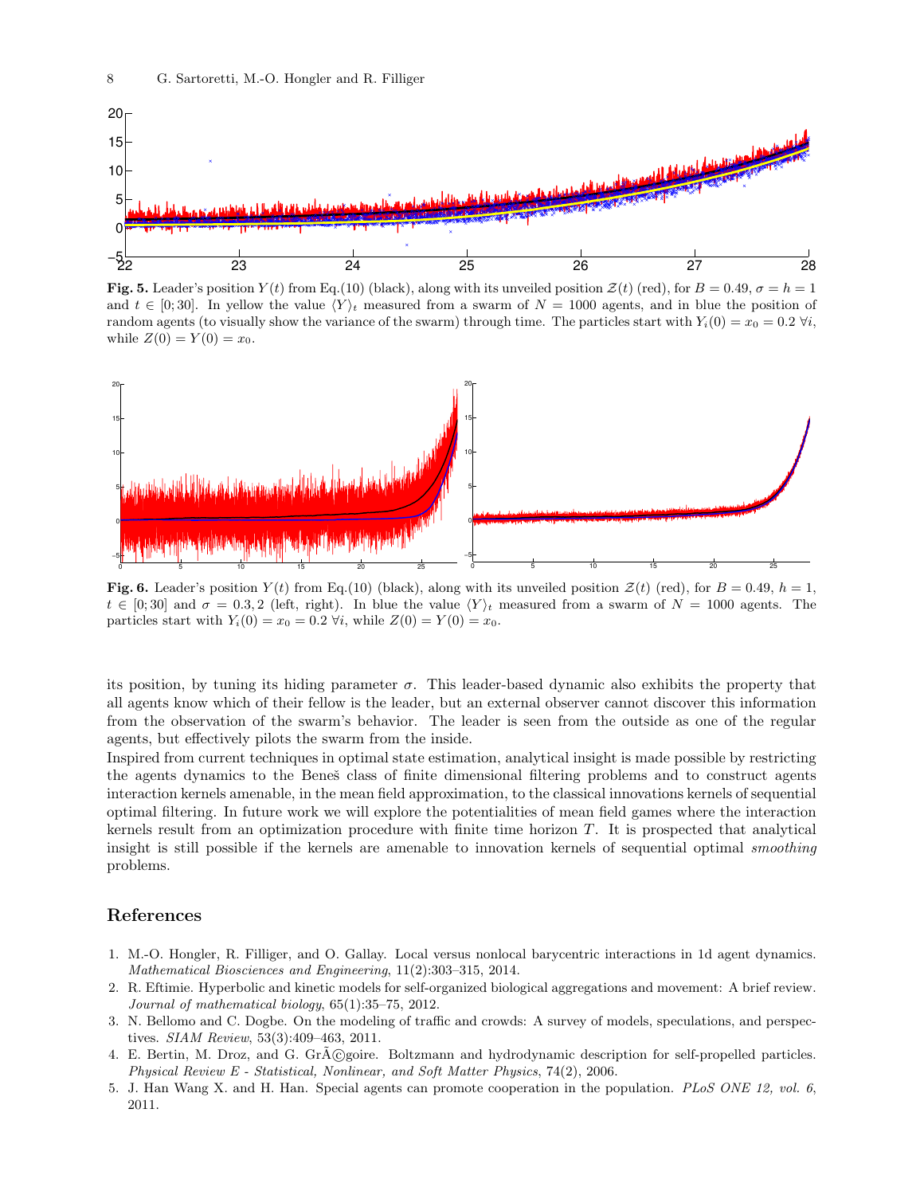**Fig. 5.** Leader's position $Y(t)$ from Eq.(10) (black), along with its unveiled position $\mathcal{Z}(t)$ (red), for $B = 0.49$, $\sigma = h = 1$ and $t \in [0; 30]$. In yellow the value $\langle Y \rangle_t$ measured from a swarm of $N = 1000$ agents, and in blue the position of random agents (to visually show the variance of the swarm) through time. The particles start with $Y_i(0) = x_0 = 0.2 \ \forall i$, while $Z(0) = Y(0) = x_0$.

**Fig. 6.** Leader's position $Y(t)$ from Eq.(10) (black), along with its unveiled position $\mathcal{Z}(t)$ (red), for $B = 0.49$, $h = 1$, $t \in [0; 30]$ and $\sigma = 0.3, 2$ (left, right). In blue the value $\langle Y \rangle_t$ measured from a swarm of $N = 1000$ agents. The particles start with $Y_i(0) = x_0 = 0.2 \ \forall i$, while $Z(0) = Y(0) = x_0$.

its position, by tuning its hiding parameter $\sigma$. This leader-based dynamic also exhibits the property that all agents know which of their fellow is the leader, but an external observer cannot discover this information from the observation of the swarm's behavior. The leader is seen from the outside as one of the regular agents, but effectively pilots the swarm from the inside.
Inspired from current techniques in optimal state estimation, analytical insight is made possible by restricting the agents dynamics to the Beneš class of finite dimensional filtering problems and to construct agents interaction kernels amenable, in the mean field approximation, to the classical innovations kernels of sequential optimal filtering. In future work we will explore the potentialities of mean field games where the interaction kernels result from an optimization procedure with finite time horizon $T$. It is prospected that analytical insight is still possible if the kernels are amenable to innovation kernels of sequential optimal *smoothing* problems.

## References

1. M.-O. Hongler, R. Filliger, and O. Gallay. Local versus nonlocal barycentric interactions in 1d agent dynamics. *Mathematical Biosciences and Engineering*, 11(2):303–315, 2014.
2. R. Eftimie. Hyperbolic and kinetic models for self-organized biological aggregations and movement: A brief review. *Journal of mathematical biology*, 65(1):35–75, 2012.
3. N. Bellomo and C. Dogbe. On the modeling of traffic and crowds: A survey of models, speculations, and perspectives. *SIAM Review*, 53(3):409–463, 2011.
4. E. Bertin, M. Droz, and G. GrÃ©goire. Boltzmann and hydrodynamic description for self-propelled particles. *Physical Review E - Statistical, Nonlinear, and Soft Matter Physics*, 74(2), 2006.
5. J. Han Wang X. and H. Han. Special agents can promote cooperation in the population. *PLoS ONE 12, vol. 6*, 2011.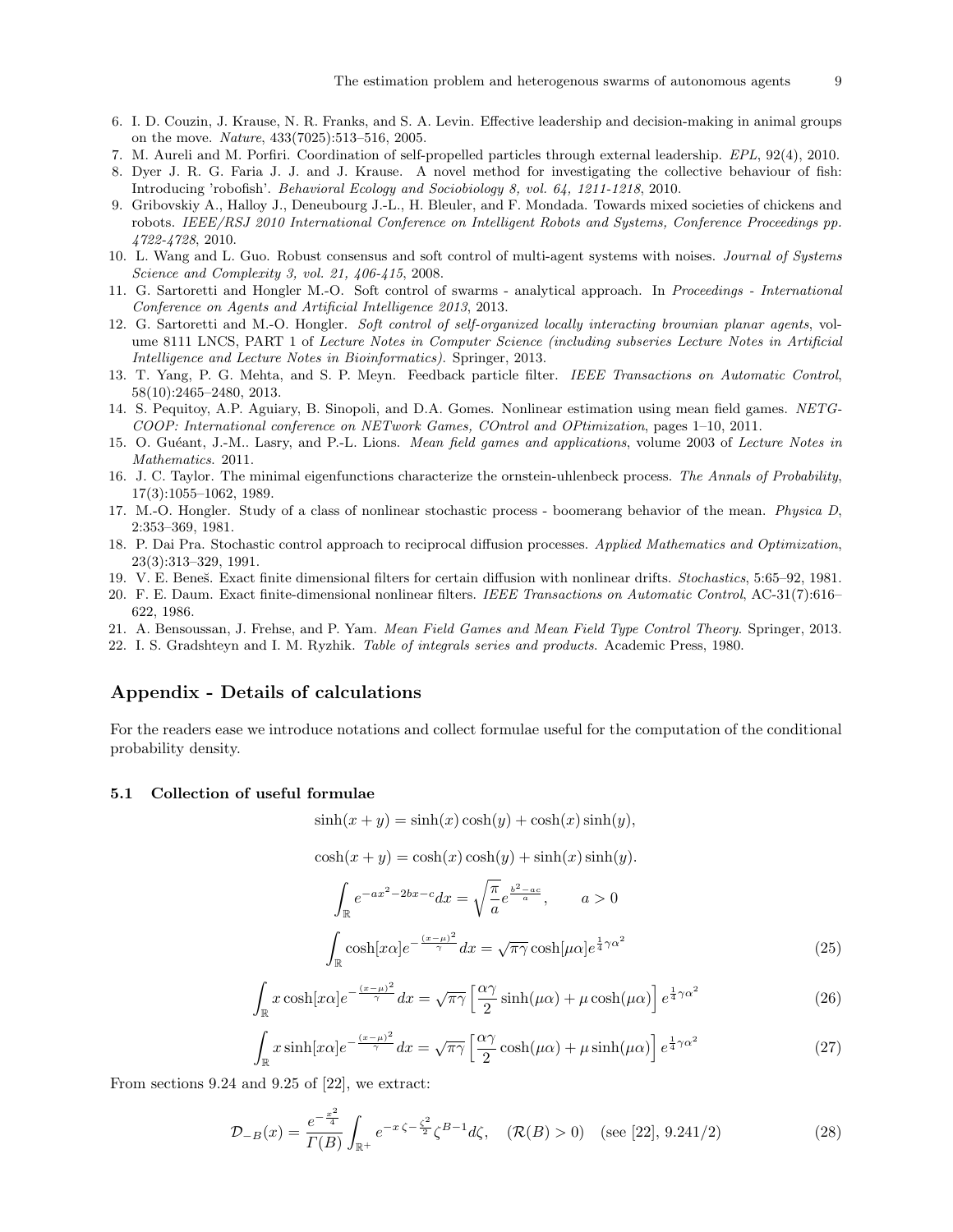6. I. D. Couzin, J. Krause, N. R. Franks, and S. A. Levin. Effective leadership and decision-making in animal groups on the move. *Nature*, 433(7025):513–516, 2005.
7. M. Aureli and M. Porfiri. Coordination of self-propelled particles through external leadership. *EPL*, 92(4), 2010.
8. Dyer J. R. G. Faria J. J. and J. Krause. A novel method for investigating the collective behaviour of fish: Introducing 'robofish'. *Behavioral Ecology and Sociobiology 8, vol. 64, 1211-1218*, 2010.
9. Gribovskiy A., Halloy J., Deneubourg J.-L., H. Bleuler, and F. Mondada. Towards mixed societies of chickens and robots. *IEEE/RSJ 2010 International Conference on Intelligent Robots and Systems, Conference Proceedings pp. 4722-4728*, 2010.
10. L. Wang and L. Guo. Robust consensus and soft control of multi-agent systems with noises. *Journal of Systems Science and Complexity 3, vol. 21, 406-415*, 2008.
11. G. Sartoretti and Hongler M.-O. Soft control of swarms - analytical approach. In *Proceedings - International Conference on Agents and Artificial Intelligence 2013*, 2013.
12. G. Sartoretti and M.-O. Hongler. *Soft control of self-organized locally interacting brownian planar agents*, volume 8111 LNCS, PART 1 of *Lecture Notes in Computer Science (including subseries Lecture Notes in Artificial Intelligence and Lecture Notes in Bioinformatics)*. Springer, 2013.
13. T. Yang, P. G. Mehta, and S. P. Meyn. Feedback particle filter. *IEEE Transactions on Automatic Control*, 58(10):2465–2480, 2013.
14. S. Pequitoy, A.P. Aguiary, B. Sinopoli, and D.A. Gomes. Nonlinear estimation using mean field games. *NETG-COOP: International conference on NETwork Games, COntrol and OPtimization*, pages 1–10, 2011.
15. O. Guéant, J.-M.. Lasry, and P.-L. Lions. *Mean field games and applications*, volume 2003 of *Lecture Notes in Mathematics*. 2011.
16. J. C. Taylor. The minimal eigenfunctions characterize the ornstein-uhlenbeck process. *The Annals of Probability*, 17(3):1055–1062, 1989.
17. M.-O. Hongler. Study of a class of nonlinear stochastic process - boomerang behavior of the mean. *Physica D*, 2:353–369, 1981.
18. P. Dai Pra. Stochastic control approach to reciprocal diffusion processes. *Applied Mathematics and Optimization*, 23(3):313–329, 1991.
19. V. E. Beneš. Exact finite dimensional filters for certain diffusion with nonlinear drifts. *Stochastics*, 5:65–92, 1981.
20. F. E. Daum. Exact finite-dimensional nonlinear filters. *IEEE Transactions on Automatic Control*, AC-31(7):616–622, 1986.
21. A. Bensoussan, J. Frehse, and P. Yam. *Mean Field Games and Mean Field Type Control Theory*. Springer, 2013.
22. I. S. Gradshteyn and I. M. Ryzhik. *Table of integrals series and products*. Academic Press, 1980.

## Appendix - Details of calculations

For the readers ease we introduce notations and collect formulae useful for the computation of the conditional probability density.

### 5.1 Collection of useful formulae

$$\sinh(x+y) = \sinh(x)\cosh(y) + \cosh(x)\sinh(y),$$

$$\cosh(x+y) = \cosh(x)\cosh(y) + \sinh(x)\sinh(y).$$

$$\int_{\mathbb{R}} e^{-ax^2-2bx-c}dx = \sqrt{\frac{\pi}{a}}e^{\frac{b^2-ac}{a}}, \qquad a>0$$

$$\int_{\mathbb{R}} \cosh[x\alpha]e^{-\frac{(x-\mu)^2}{\gamma}}dx = \sqrt{\pi\gamma}\cosh[\mu\alpha]e^{\frac{1}{4}\gamma\alpha^2} \tag{25}$$

$$\int_{\mathbb{R}} x\cosh[x\alpha]e^{-\frac{(x-\mu)^2}{\gamma}}dx = \sqrt{\pi\gamma}\left[\frac{\alpha\gamma}{2}\sinh(\mu\alpha) + \mu\cosh(\mu\alpha)\right]e^{\frac{1}{4}\gamma\alpha^2} \tag{26}$$

$$\int_{\mathbb{R}} x\sinh[x\alpha]e^{-\frac{(x-\mu)^2}{\gamma}}dx = \sqrt{\pi\gamma}\left[\frac{\alpha\gamma}{2}\cosh(\mu\alpha) + \mu\sinh(\mu\alpha)\right]e^{\frac{1}{4}\gamma\alpha^2} \tag{27}$$

From sections 9.24 and 9.25 of [22], we extract:

$$\mathcal{D}_{-B}(x) = \frac{e^{-\frac{x^2}{4}}}{\Gamma(B)}\int_{\mathbb{R}^+} e^{-x\,\zeta-\frac{\zeta^2}{2}}\zeta^{B-1}d\zeta, \quad (\mathcal{R}(B)>0) \quad \text{(see [22], 9.241/2)} \tag{28}$$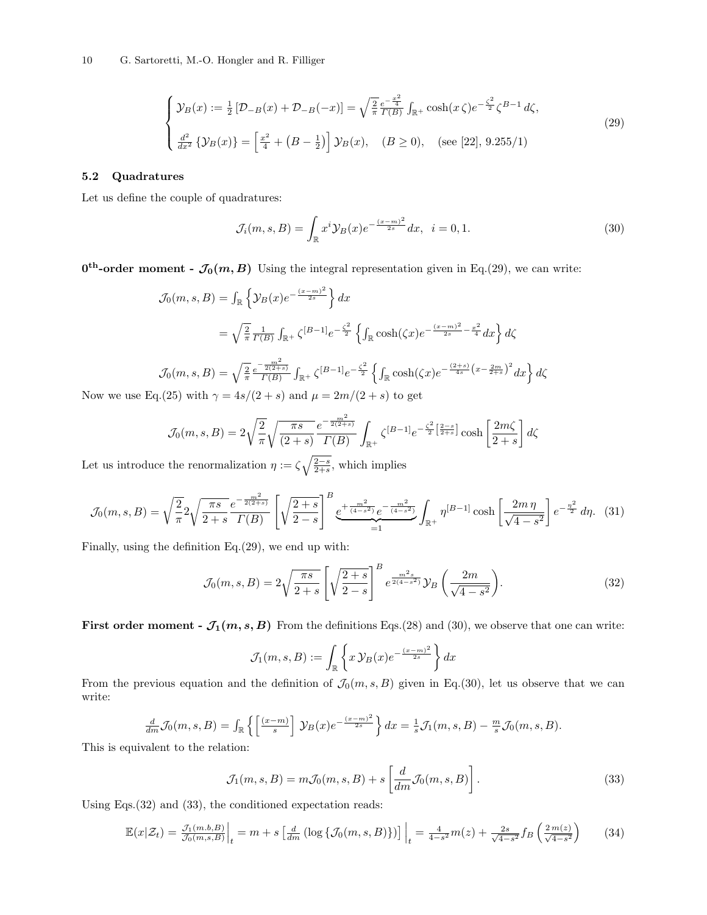$$
\begin{cases} \mathcal{Y}_B(x) := \frac{1}{2}\left[\mathcal{D}_{-B}(x) + \mathcal{D}_{-B}(-x)\right] = \sqrt{\frac{2}{\pi}}\frac{e^{-\frac{x^2}{4}}}{\Gamma(B)}\int_{\mathbb{R}^+}\cosh(x\,\zeta)e^{-\frac{\zeta^2}{2}}\zeta^{B-1}\,d\zeta, \\ \frac{d^2}{dx^2}\left\{\mathcal{Y}_B(x)\right\} = \left[\frac{x^2}{4} + \left(B - \frac{1}{2}\right)\right]\mathcal{Y}_B(x), \quad (B \geq 0), \quad \text{(see [22], 9.255/1)} \end{cases} \tag{29}
$$

### 5.2 Quadratures

Let us define the couple of quadratures:

$$
\mathcal{J}_i(m,s,B) = \int_{\mathbb{R}} x^i \mathcal{Y}_B(x) e^{-\frac{(x-m)^2}{2s}} dx, \quad i = 0, 1. \tag{30}
$$

**$0^{\text{th}}$-order moment - $\mathcal{J}_0(m,B)$** Using the integral representation given in Eq.(29), we can write:

$$
\begin{aligned}
\mathcal{J}_0(m,s,B) &= \int_{\mathbb{R}}\left\{\mathcal{Y}_B(x)e^{-\frac{(x-m)^2}{2s}}\right\}dx \\
&= \sqrt{\frac{2}{\pi}}\frac{1}{\Gamma(B)}\int_{\mathbb{R}^+}\zeta^{[B-1]}e^{-\frac{\zeta^2}{2}}\left\{\int_{\mathbb{R}}\cosh(\zeta x)e^{-\frac{(x-m)^2}{2s}-\frac{x^2}{4}}dx\right\}d\zeta \\
\mathcal{J}_0(m,s,B) &= \sqrt{\frac{2}{\pi}}\frac{e^{-\frac{m^2}{2(2+s)}}}{\Gamma(B)}\int_{\mathbb{R}^+}\zeta^{[B-1]}e^{-\frac{\zeta^2}{2}}\left\{\int_{\mathbb{R}}\cosh(\zeta x)e^{-\frac{(2+s)}{4s}\left(x-\frac{2m}{2+s}\right)^2}dx\right\}d\zeta
\end{aligned}
$$

Now we use Eq.(25) with $\gamma = 4s/(2+s)$ and $\mu = 2m/(2+s)$ to get

$$
\mathcal{J}_0(m,s,B) = 2\sqrt{\frac{2}{\pi}}\sqrt{\frac{\pi s}{(2+s)}}\frac{e^{-\frac{m^2}{2(2+s)}}}{\Gamma(B)}\int_{\mathbb{R}^+}\zeta^{[B-1]}e^{-\frac{\zeta^2}{2}\left[\frac{2-s}{2+s}\right]}\cosh\left[\frac{2m\zeta}{2+s}\right]d\zeta
$$

Let us introduce the renormalization $\eta := \zeta\sqrt{\frac{2-s}{2+s}}$, which implies

$$
\mathcal{J}_0(m,s,B) = \sqrt{\frac{2}{\pi}}2\sqrt{\frac{\pi s}{2+s}}\frac{e^{-\frac{m^2}{2(2+s)}}}{\Gamma(B)}\left[\sqrt{\frac{2+s}{2-s}}\right]^B\underbrace{e^{+\frac{m^2}{(4-s^2)}}e^{-\frac{m^2}{(4-s^2)}}}_{=1}\int_{\mathbb{R}^+}\eta^{[B-1]}\cosh\left[\frac{2m\,\eta}{\sqrt{4-s^2}}\right]e^{-\frac{\eta^2}{2}}\,d\eta. \tag{31}
$$

Finally, using the definition Eq.(29), we end up with:

$$
\mathcal{J}_0(m,s,B) = 2\sqrt{\frac{\pi s}{2+s}}\left[\sqrt{\frac{2+s}{2-s}}\right]^B e^{\frac{m^2 s}{2(4-s^2)}}\mathcal{Y}_B\left(\frac{2m}{\sqrt{4-s^2}}\right). \tag{32}
$$

**First order moment - $\mathcal{J}_1(m,s,B)$** From the definitions Eqs.(28) and (30), we observe that one can write:

$$
\mathcal{J}_1(m,s,B) := \int_{\mathbb{R}}\left\{x\,\mathcal{Y}_B(x)e^{-\frac{(x-m)^2}{2s}}\right\}dx
$$

From the previous equation and the definition of $\mathcal{J}_0(m,s,B)$ given in Eq.(30), let us observe that we can write:

$$
\frac{d}{dm}\mathcal{J}_0(m,s,B) = \int_{\mathbb{R}}\left\{\left[\frac{(x-m)}{s}\right]\mathcal{Y}_B(x)e^{-\frac{(x-m)^2}{2s}}\right\}dx = \frac{1}{s}\mathcal{J}_1(m,s,B) - \frac{m}{s}\mathcal{J}_0(m,s,B).
$$

This is equivalent to the relation:

$$
\mathcal{J}_1(m,s,B) = m\mathcal{J}_0(m,s,B) + s\left[\frac{d}{dm}\mathcal{J}_0(m,s,B)\right]. \tag{33}
$$

Using Eqs.(32) and (33), the conditioned expectation reads:

$$
\mathbb{E}(x|\mathcal{Z}_t) = \left.\frac{\mathcal{J}_1(m.b,B)}{\mathcal{J}_0(m,s,B)}\right|_t = m + s\left[\frac{d}{dm}\left(\log\left\{\mathcal{J}_0(m,s,B)\right\}\right)\right]\Big|_t = \frac{4}{4-s^2}m(z) + \frac{2s}{\sqrt{4-s^2}}f_B\left(\frac{2\,m(z)}{\sqrt{4-s^2}}\right) \tag{34}
$$